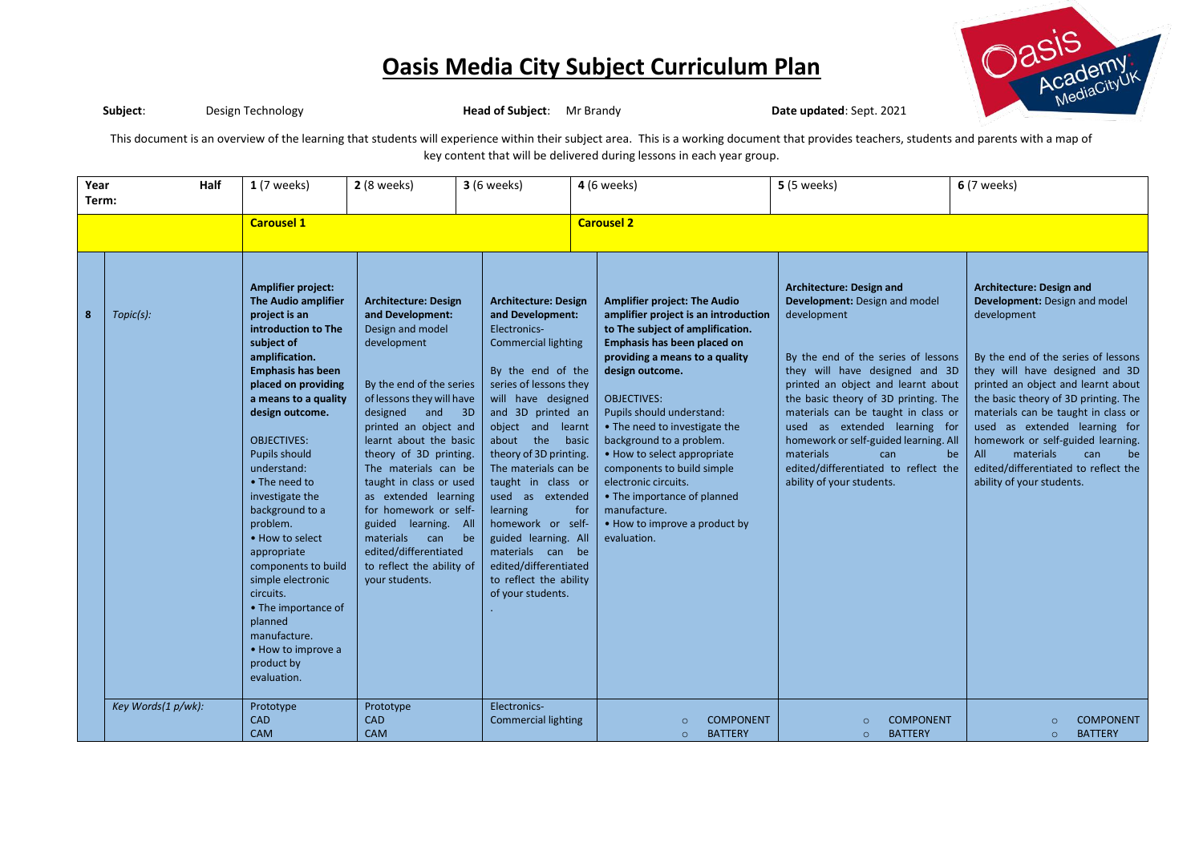# Oasis Media City Subject Curriculum Plan

**Subject**: Design Technology **Head of Subject**: Mr Brandy **Date updated**: Sept. 2021

This document is an overview of the learning that students will experience within their subject area. This is a working document that provides teachers, students and parents with a map of key content that will be delivered during lessons in each year group.

| Year | Half Term: | 1 (7 weeks) | 2 (8 weeks) | 3 (6 weeks) | 4 (6 weeks) | 5 (5 weeks) | 6 (7 weeks) |
|---|---|---|---|---|---|---|---|
| | | **Carousel 1** | | | **Carousel 2** | | |
| 8 | *Topic(s):* | **Amplifier project: The Audio amplifier project is an introduction to The subject of amplification. Emphasis has been placed on providing a means to a quality design outcome.**<br><br>OBJECTIVES:<br>Pupils should understand:<br>• The need to investigate the background to a problem.<br>• How to select appropriate components to build simple electronic circuits.<br>• The importance of planned manufacture.<br>• How to improve a product by evaluation. | **Architecture: Design and Development:** Design and model development<br><br>By the end of the series of lessons they will have designed and 3D printed an object and learnt about the basic theory of 3D printing. The materials can be taught in class or used as extended learning for homework or self-guided learning. All materials can be edited/differentiated to reflect the ability of your students. | **Architecture: Design and Development:** Electronics- Commercial lighting<br><br>By the end of the series of lessons they will have designed and 3D printed an object and learnt about the basic theory of 3D printing. The materials can be taught in class or used as extended learning for homework or self-guided learning. All materials can be edited/differentiated to reflect the ability of your students.<br>. | **Amplifier project: The Audio amplifier project is an introduction to The subject of amplification. Emphasis has been placed on providing a means to a quality design outcome.**<br><br>OBJECTIVES:<br>Pupils should understand:<br>• The need to investigate the background to a problem.<br>• How to select appropriate components to build simple electronic circuits.<br>• The importance of planned manufacture.<br>• How to improve a product by evaluation. | **Architecture: Design and Development:** Design and model development<br><br>By the end of the series of lessons they will have designed and 3D printed an object and learnt about the basic theory of 3D printing. The materials can be taught in class or used as extended learning for homework or self-guided learning. All materials can be edited/differentiated to reflect the ability of your students. | **Architecture: Design and Development:** Design and model development<br><br>By the end of the series of lessons they will have designed and 3D printed an object and learnt about the basic theory of 3D printing. The materials can be taught in class or used as extended learning for homework or self-guided learning. All materials can be edited/differentiated to reflect the ability of your students. |
| | *Key Words(1 p/wk):* | Prototype<br>CAD<br>CAM | Prototype<br>CAD<br>CAM | Electronics-<br>Commercial lighting | ○ COMPONENT<br>○ BATTERY | ○ COMPONENT<br>○ BATTERY | ○ COMPONENT<br>○ BATTERY |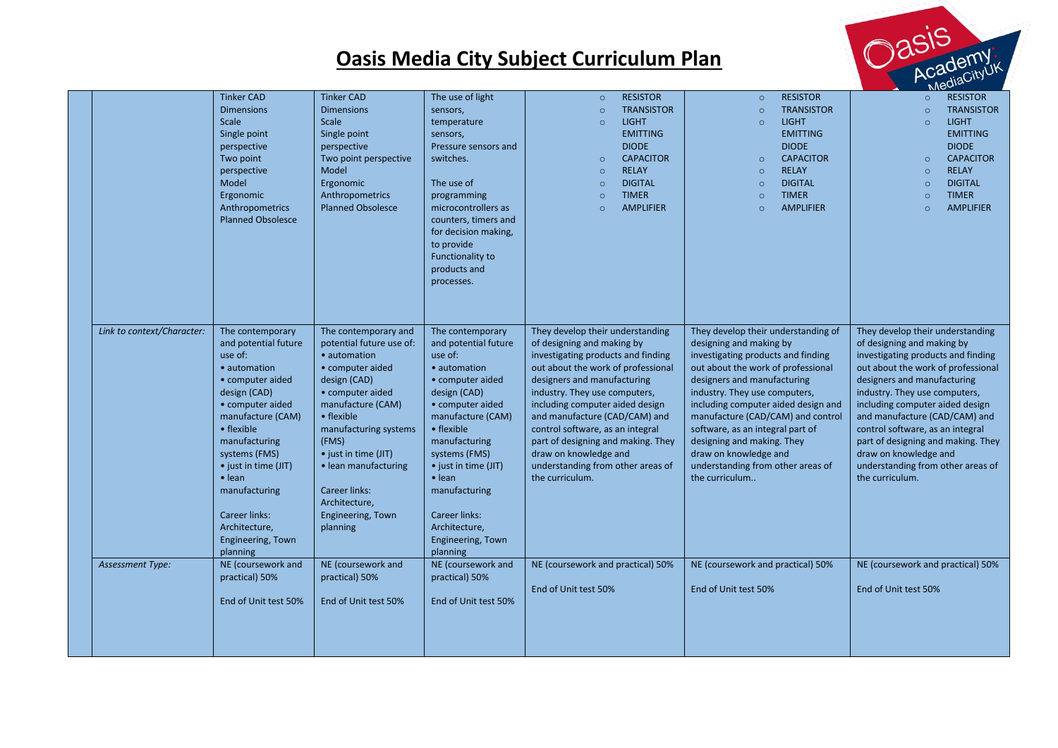# Oasis Media City Subject Curriculum Plan

| | | | | | | | |
|---|---|---|---|---|---|---|---|
| | | Tinker CAD<br>Dimensions<br>Scale<br>Single point perspective<br>Two point perspective<br>Model<br>Ergonomic<br>Anthropometrics<br>Planned Obsolesce | Tinker CAD<br>Dimensions<br>Scale<br>Single point perspective<br>Two point perspective<br>Model<br>Ergonomic<br>Anthropometrics<br>Planned Obsolesce | The use of light sensors, temperature sensors, Pressure sensors and switches.<br><br>The use of programming microcontrollers as counters, timers and for decision making, to provide Functionality to products and processes. | ○ RESISTOR<br>○ TRANSISTOR<br>○ LIGHT EMITTING DIODE<br>○ CAPACITOR<br>○ RELAY<br>○ DIGITAL<br>○ TIMER<br>○ AMPLIFIER | ○ RESISTOR<br>○ TRANSISTOR<br>○ LIGHT EMITTING DIODE<br>○ CAPACITOR<br>○ RELAY<br>○ DIGITAL<br>○ TIMER<br>○ AMPLIFIER | ○ RESISTOR<br>○ TRANSISTOR<br>○ LIGHT EMITTING DIODE<br>○ CAPACITOR<br>○ RELAY<br>○ DIGITAL<br>○ TIMER<br>○ AMPLIFIER |
| | *Link to context/Character:* | The contemporary and potential future use of:<br>• automation<br>• computer aided design (CAD)<br>• computer aided manufacture (CAM)<br>• flexible manufacturing systems (FMS)<br>• just in time (JIT)<br>• lean manufacturing<br><br>Career links: Architecture, Engineering, Town planning | The contemporary and potential future use of:<br>• automation<br>• computer aided design (CAD)<br>• computer aided manufacture (CAM)<br>• flexible manufacturing systems (FMS)<br>• just in time (JIT)<br>• lean manufacturing<br><br>Career links: Architecture, Engineering, Town planning | The contemporary and potential future use of:<br>• automation<br>• computer aided design (CAD)<br>• computer aided manufacture (CAM)<br>• flexible manufacturing systems (FMS)<br>• just in time (JIT)<br>• lean manufacturing<br><br>Career links: Architecture, Engineering, Town planning | They develop their understanding of designing and making by investigating products and finding out about the work of professional designers and manufacturing industry. They use computers, including computer aided design and manufacture (CAD/CAM) and control software, as an integral part of designing and making. They draw on knowledge and understanding from other areas of the curriculum. | They develop their understanding of designing and making by investigating products and finding out about the work of professional designers and manufacturing industry. They use computers, including computer aided design and manufacture (CAD/CAM) and control software, as an integral part of designing and making. They draw on knowledge and understanding from other areas of the curriculum.. | They develop their understanding of designing and making by investigating products and finding out about the work of professional designers and manufacturing industry. They use computers, including computer aided design and manufacture (CAD/CAM) and control software, as an integral part of designing and making. They draw on knowledge and understanding from other areas of the curriculum. |
| | *Assessment Type:* | NE (coursework and practical) 50%<br><br>End of Unit test 50% | NE (coursework and practical) 50%<br><br>End of Unit test 50% | NE (coursework and practical) 50%<br><br>End of Unit test 50% | NE (coursework and practical) 50%<br><br>End of Unit test 50% | NE (coursework and practical) 50%<br><br>End of Unit test 50% | NE (coursework and practical) 50%<br><br>End of Unit test 50% |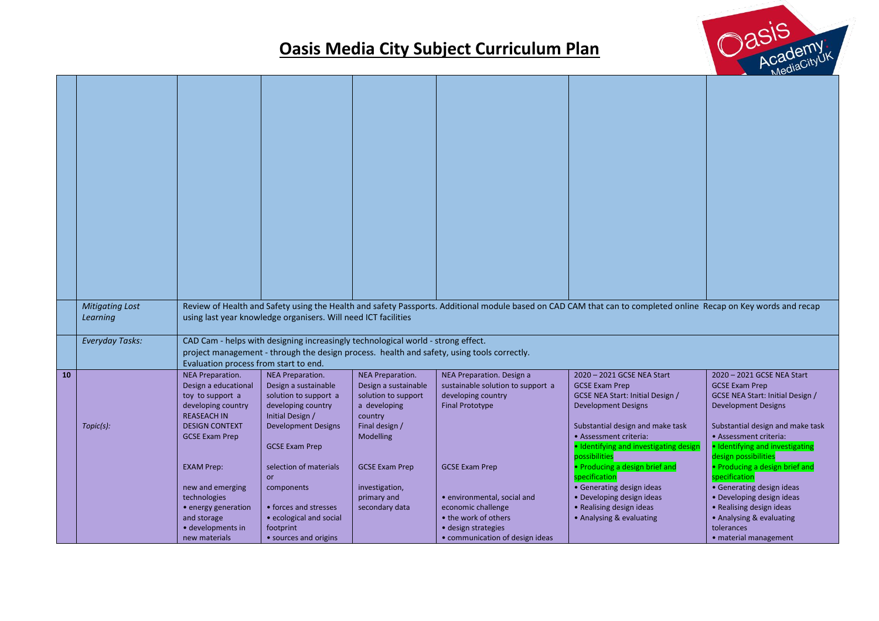# Oasis Media City Subject Curriculum Plan

| | | | | | | | |
|---|---|---|---|---|---|---|---|
| | | | | | | | |
| | *Mitigating Lost Learning* | Review of Health and Safety using the Health and safety Passports. Additional module based on CAD CAM that can to completed online Recap on Key words and recap using last year knowledge organisers. Will need ICT facilities | | | | | |
| | *Everyday Tasks:* | CAD Cam - helps with designing increasingly technological world - strong effect.<br>project management - through the design process. health and safety, using tools correctly.<br>Evaluation process from start to end. | | | | | |
| **10** | *Topic(s):* | NEA Preparation. Design a educational toy to support a developing country REASEACH IN DESIGN CONTEXT GCSE Exam Prep<br><br>EXAM Prep:<br><br>new and emerging technologies<br>• energy generation and storage<br>• developments in new materials | NEA Preparation. Design a sustainable solution to support a developing country Initial Design / Development Designs<br><br>GCSE Exam Prep<br><br>selection of materials or components<br><br>• forces and stresses<br>• ecological and social footprint<br>• sources and origins | NEA Preparation. Design a sustainable solution to support a developing country Final design / Modelling<br><br>GCSE Exam Prep<br><br>investigation, primary and secondary data | NEA Preparation. Design a sustainable solution to support a developing country Final Prototype<br><br>GCSE Exam Prep<br><br>• environmental, social and economic challenge<br>• the work of others<br>• design strategies<br>• communication of design ideas | 2020 – 2021 GCSE NEA Start GCSE Exam Prep GCSE NEA Start: Initial Design / Development Designs<br><br>Substantial design and make task<br>• Assessment criteria:<br>• Identifying and investigating design possibilities<br>• Producing a design brief and specification<br>• Generating design ideas<br>• Developing design ideas<br>• Realising design ideas<br>• Analysing & evaluating | 2020 – 2021 GCSE NEA Start GCSE Exam Prep GCSE NEA Start: Initial Design / Development Designs<br><br>Substantial design and make task<br>• Assessment criteria:<br>• Identifying and investigating design possibilities<br>• Producing a design brief and specification<br>• Generating design ideas<br>• Developing design ideas<br>• Realising design ideas<br>• Analysing & evaluating tolerances<br>• material management |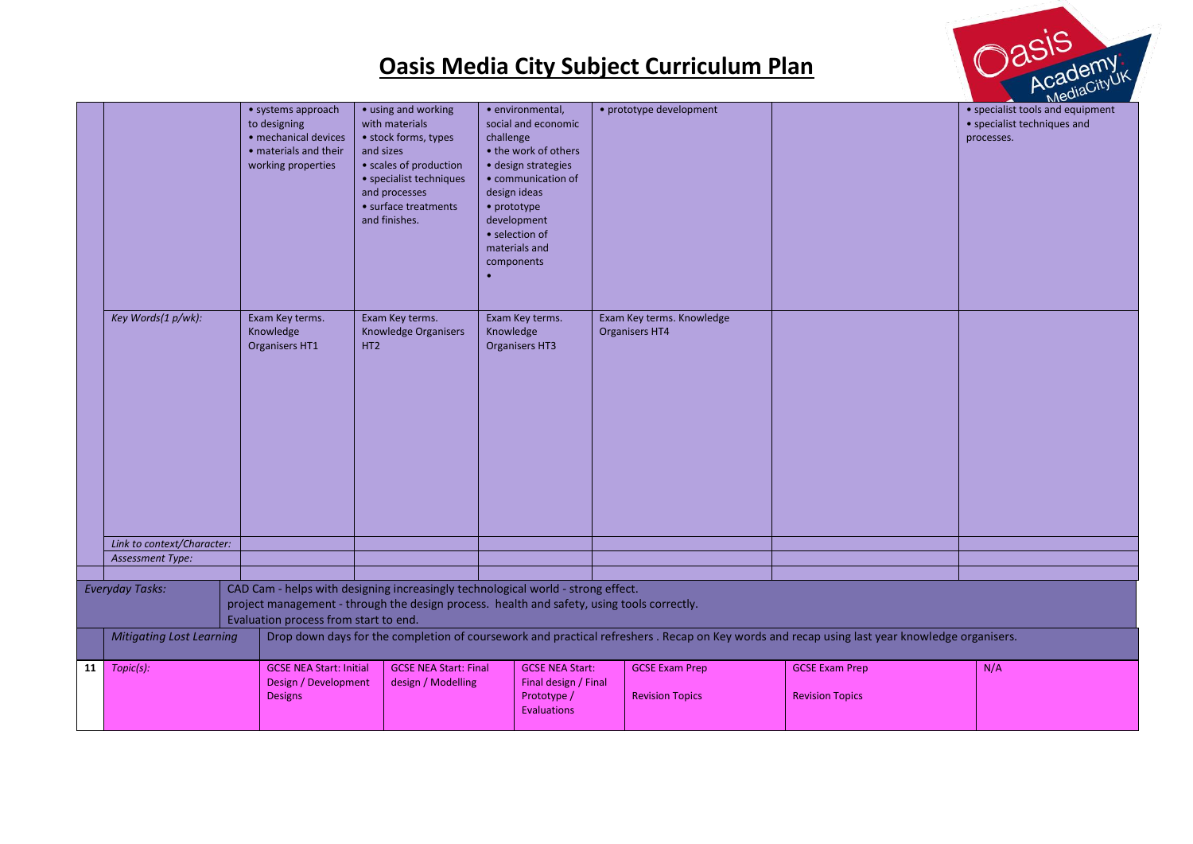# Oasis Media City Subject Curriculum Plan

| | | | | | | | |
|---|---|---|---|---|---|---|---|
| | | • systems approach to designing<br>• mechanical devices<br>• materials and their working properties | • using and working with materials<br>• stock forms, types and sizes<br>• scales of production<br>• specialist techniques and processes<br>• surface treatments and finishes. | • environmental, social and economic challenge<br>• the work of others<br>• design strategies<br>• communication of design ideas<br>• prototype development<br>• selection of materials and components<br>• | • prototype development | | • specialist tools and equipment<br>• specialist techniques and processes. |
| | *Key Words(1 p/wk):* | Exam Key terms. Knowledge Organisers HT1 | Exam Key terms. Knowledge Organisers HT2 | Exam Key terms. Knowledge Organisers HT3 | Exam Key terms. Knowledge Organisers HT4 | | |
| | *Link to context/Character:* | | | | | | |
| | *Assessment Type:* | | | | | | |
| | | | | | | | |
| *Everyday Tasks:* | CAD Cam - helps with designing increasingly technological world - strong effect.<br>project management - through the design process. health and safety, using tools correctly.<br>Evaluation process from start to end. | | | | | | |
| | *Mitigating Lost Learning* | Drop down days for the completion of coursework and practical refreshers . Recap on Key words and recap using last year knowledge organisers. | | | | | |
| **11** | *Topic(s):* | GCSE NEA Start: Initial Design / Development Designs | GCSE NEA Start: Final design / Modelling | GCSE NEA Start: Final design / Final Prototype / Evaluations | GCSE Exam Prep<br><br>Revision Topics | GCSE Exam Prep<br><br>Revision Topics | N/A |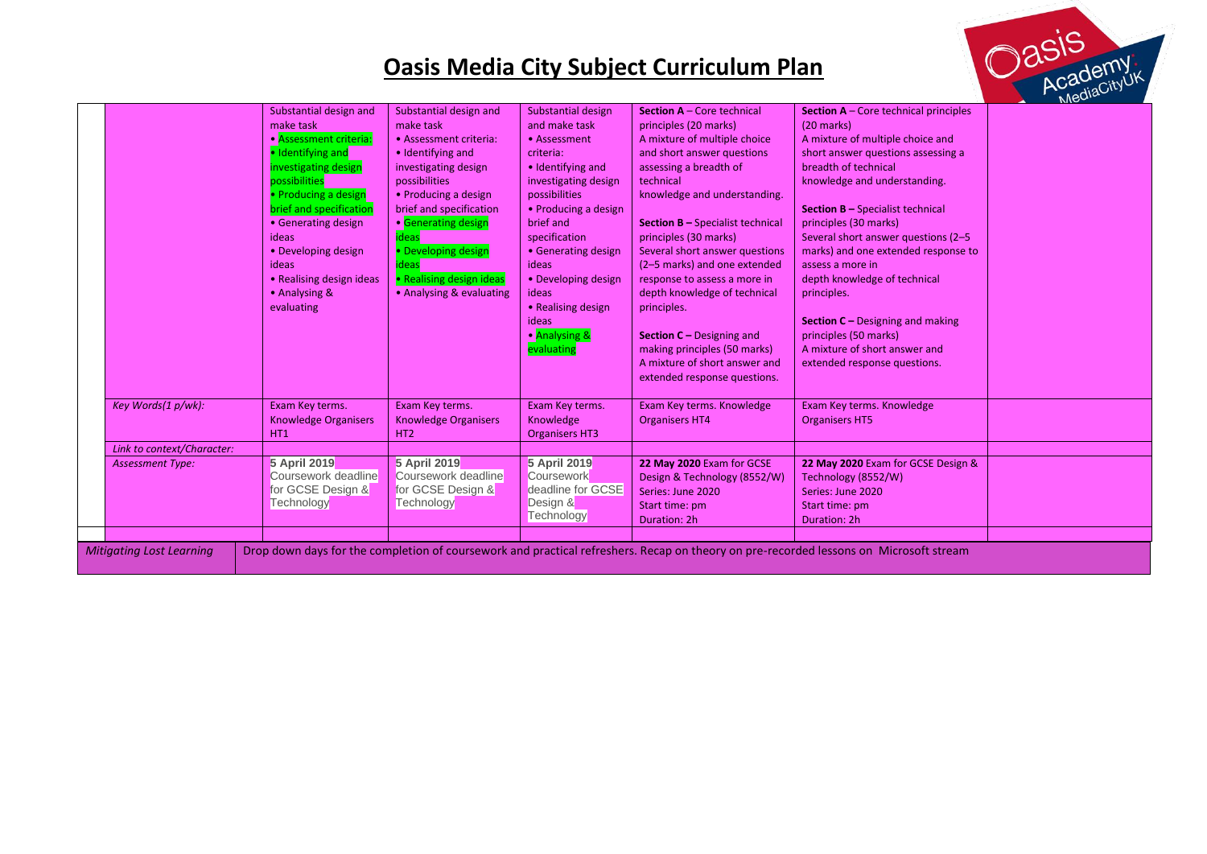# Oasis Media City Subject Curriculum Plan

| | | | | | | | |
|---|---|---|---|---|---|---|---|
| | | Substantial design and make task<br>• Assessment criteria:<br>• Identifying and investigating design possibilities<br>• Producing a design brief and specification<br>• Generating design ideas<br>• Developing design ideas<br>• Realising design ideas<br>• Analysing & evaluating | Substantial design and make task<br>• Assessment criteria:<br>• Identifying and investigating design possibilities<br>• Producing a design brief and specification<br>• Generating design ideas<br>• Developing design ideas<br>• Realising design ideas<br>• Analysing & evaluating | Substantial design and make task<br>• Assessment criteria:<br>• Identifying and investigating design possibilities<br>• Producing a design brief and specification<br>• Generating design ideas<br>• Developing design ideas<br>• Realising design ideas<br>• Analysing & evaluating | **Section A** – Core technical principles (20 marks)<br>A mixture of multiple choice and short answer questions assessing a breadth of technical knowledge and understanding.<br><br>**Section B –** Specialist technical principles (30 marks)<br>Several short answer questions (2–5 marks) and one extended response to assess a more in depth knowledge of technical principles.<br><br>**Section C –** Designing and making principles (50 marks)<br>A mixture of short answer and extended response questions. | **Section A** – Core technical principles (20 marks)<br>A mixture of multiple choice and short answer questions assessing a breadth of technical knowledge and understanding.<br><br>**Section B –** Specialist technical principles (30 marks)<br>Several short answer questions (2–5 marks) and one extended response to assess a more in depth knowledge of technical principles.<br><br>**Section C –** Designing and making principles (50 marks)<br>A mixture of short answer and extended response questions. | |
| | *Key Words(1 p/wk):* | Exam Key terms. Knowledge Organisers HT1 | Exam Key terms. Knowledge Organisers HT2 | Exam Key terms. Knowledge Organisers HT3 | Exam Key terms. Knowledge Organisers HT4 | Exam Key terms. Knowledge Organisers HT5 | |
| | *Link to context/Character:* | | | | | | |
| | *Assessment Type:* | **5 April 2019** Coursework deadline for GCSE Design & Technology | **5 April 2019** Coursework deadline for GCSE Design & Technology | **5 April 2019** Coursework deadline for GCSE Design & Technology | **22 May 2020** Exam for GCSE Design & Technology (8552/W)<br>Series: June 2020<br>Start time: pm<br>Duration: 2h | **22 May 2020** Exam for GCSE Design & Technology (8552/W)<br>Series: June 2020<br>Start time: pm<br>Duration: 2h | |
| | | | | | | | |

| *Mitigating Lost Learning* | Drop down days for the completion of coursework and practical refreshers. Recap on theory on pre-recorded lessons on Microsoft stream |
|---|---|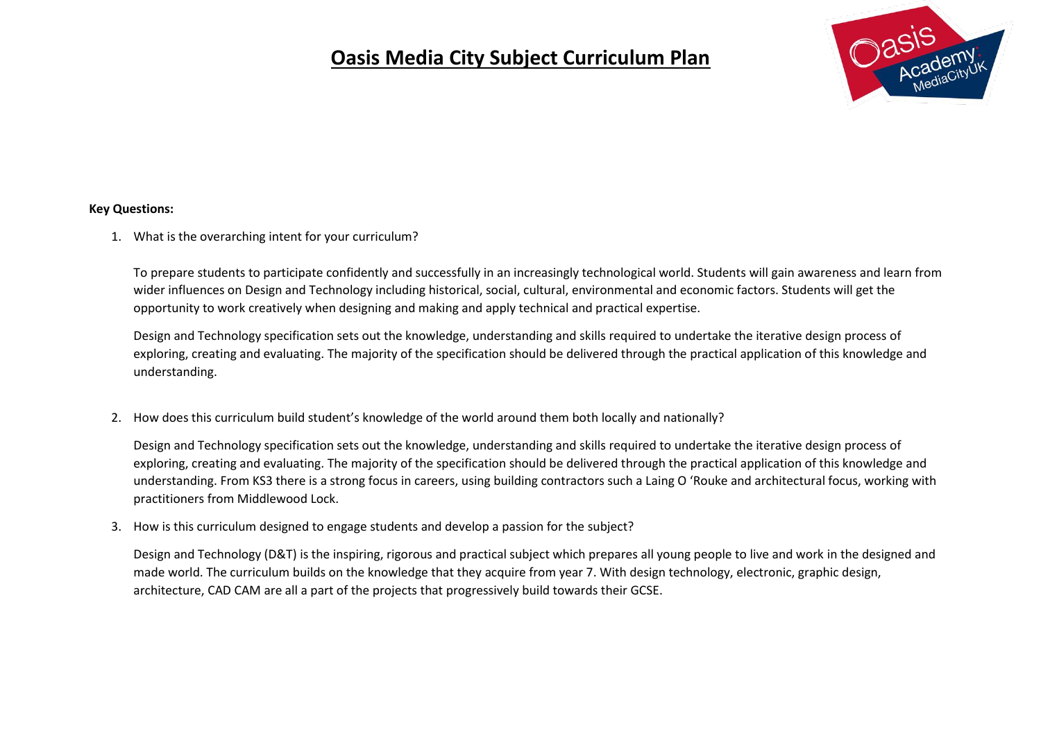# Oasis Media City Subject Curriculum Plan

**Key Questions:**

1. What is the overarching intent for your curriculum?

   To prepare students to participate confidently and successfully in an increasingly technological world. Students will gain awareness and learn from wider influences on Design and Technology including historical, social, cultural, environmental and economic factors. Students will get the opportunity to work creatively when designing and making and apply technical and practical expertise.

   Design and Technology specification sets out the knowledge, understanding and skills required to undertake the iterative design process of exploring, creating and evaluating. The majority of the specification should be delivered through the practical application of this knowledge and understanding.

2. How does this curriculum build student's knowledge of the world around them both locally and nationally?

   Design and Technology specification sets out the knowledge, understanding and skills required to undertake the iterative design process of exploring, creating and evaluating. The majority of the specification should be delivered through the practical application of this knowledge and understanding. From KS3 there is a strong focus in careers, using building contractors such a Laing O 'Rouke and architectural focus, working with practitioners from Middlewood Lock.

3. How is this curriculum designed to engage students and develop a passion for the subject?

   Design and Technology (D&T) is the inspiring, rigorous and practical subject which prepares all young people to live and work in the designed and made world. The curriculum builds on the knowledge that they acquire from year 7. With design technology, electronic, graphic design, architecture, CAD CAM are all a part of the projects that progressively build towards their GCSE.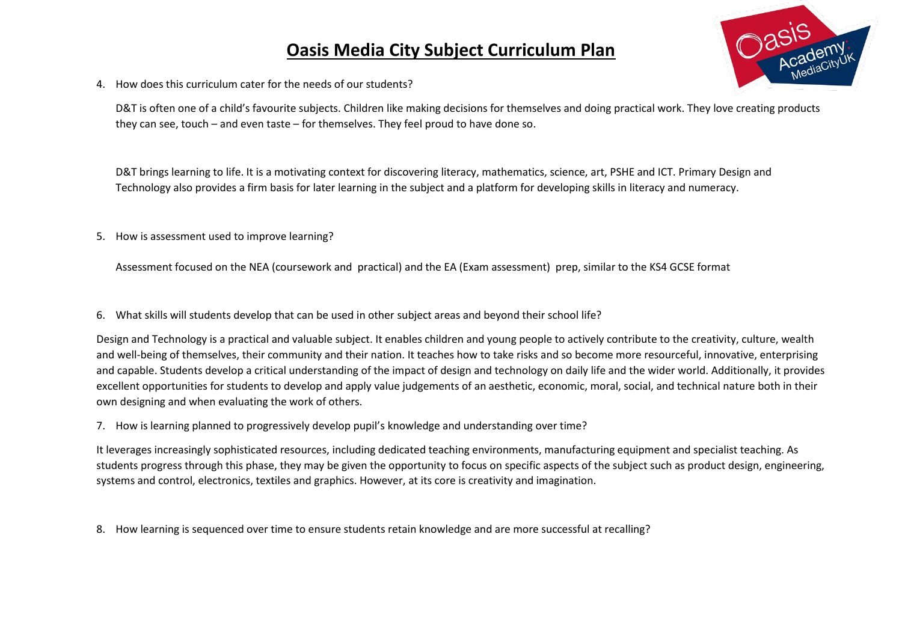# Oasis Media City Subject Curriculum Plan

4. How does this curriculum cater for the needs of our students?

   D&T is often one of a child's favourite subjects. Children like making decisions for themselves and doing practical work. They love creating products they can see, touch – and even taste – for themselves. They feel proud to have done so.

   D&T brings learning to life. It is a motivating context for discovering literacy, mathematics, science, art, PSHE and ICT. Primary Design and Technology also provides a firm basis for later learning in the subject and a platform for developing skills in literacy and numeracy.

5. How is assessment used to improve learning?

   Assessment focused on the NEA (coursework and practical) and the EA (Exam assessment) prep, similar to the KS4 GCSE format

6. What skills will students develop that can be used in other subject areas and beyond their school life?

Design and Technology is a practical and valuable subject. It enables children and young people to actively contribute to the creativity, culture, wealth and well-being of themselves, their community and their nation. It teaches how to take risks and so become more resourceful, innovative, enterprising and capable. Students develop a critical understanding of the impact of design and technology on daily life and the wider world. Additionally, it provides excellent opportunities for students to develop and apply value judgements of an aesthetic, economic, moral, social, and technical nature both in their own designing and when evaluating the work of others.

7. How is learning planned to progressively develop pupil's knowledge and understanding over time?

It leverages increasingly sophisticated resources, including dedicated teaching environments, manufacturing equipment and specialist teaching. As students progress through this phase, they may be given the opportunity to focus on specific aspects of the subject such as product design, engineering, systems and control, electronics, textiles and graphics. However, at its core is creativity and imagination.

8. How learning is sequenced over time to ensure students retain knowledge and are more successful at recalling?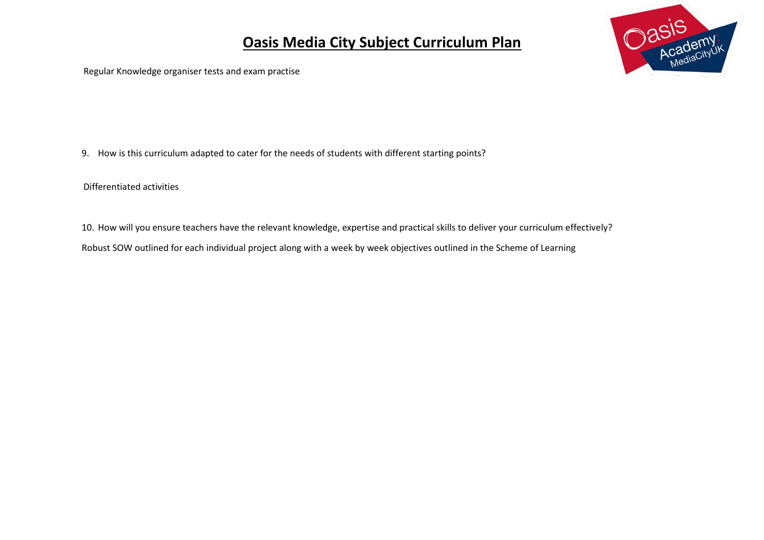# Oasis Media City Subject Curriculum Plan

Regular Knowledge organiser tests and exam practise

9. How is this curriculum adapted to cater for the needs of students with different starting points?

Differentiated activities

10. How will you ensure teachers have the relevant knowledge, expertise and practical skills to deliver your curriculum effectively?

Robust SOW outlined for each individual project along with a week by week objectives outlined in the Scheme of Learning